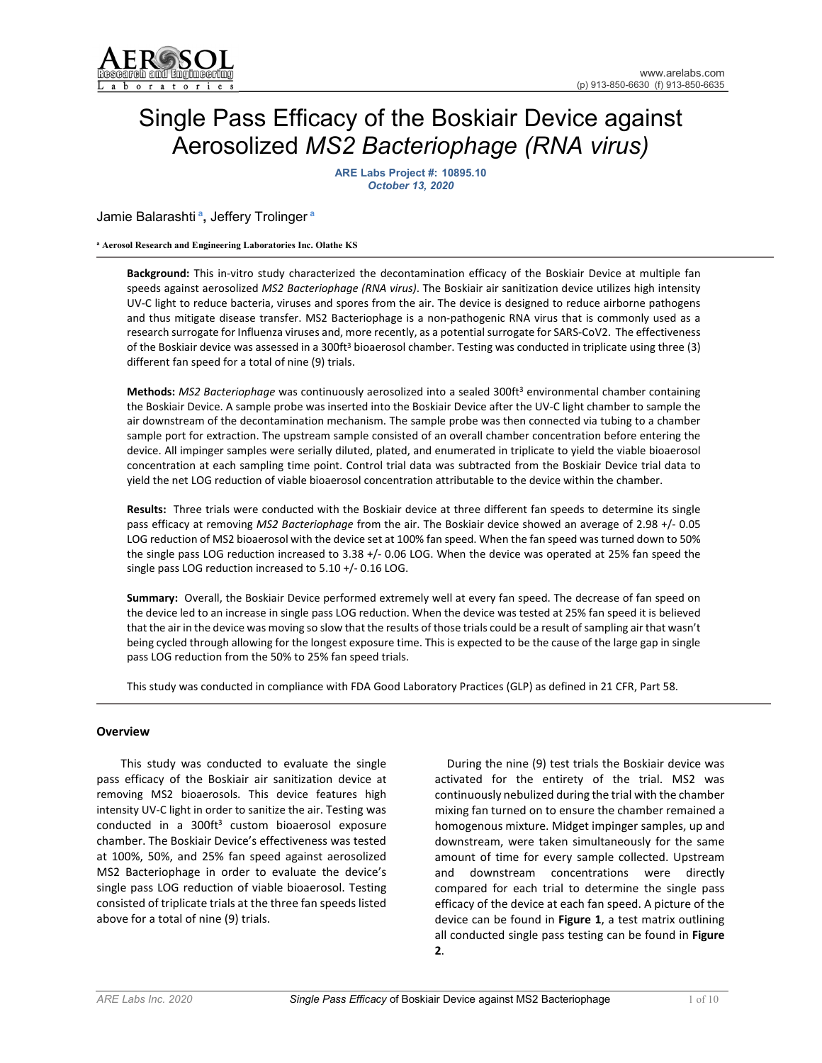# Single Pass Efficacy of the Boskiair Device against Aerosolized *MS2 Bacteriophage (RNA virus)*

**ARE Labs Project #: 10895.10**
***October 13, 2020***

Jamie Balarashti [a], Jeffery Trolinger [a]

[a] **Aerosol Research and Engineering Laboratories Inc. Olathe KS**

---

**Background:** This in-vitro study characterized the decontamination efficacy of the Boskiair Device at multiple fan speeds against aerosolized *MS2 Bacteriophage (RNA virus)*. The Boskiair air sanitization device utilizes high intensity UV-C light to reduce bacteria, viruses and spores from the air. The device is designed to reduce airborne pathogens and thus mitigate disease transfer. MS2 Bacteriophage is a non-pathogenic RNA virus that is commonly used as a research surrogate for Influenza viruses and, more recently, as a potential surrogate for SARS-CoV2. The effectiveness of the Boskiair device was assessed in a 300ft$^3$ bioaerosol chamber. Testing was conducted in triplicate using three (3) different fan speed for a total of nine (9) trials.

**Methods:** *MS2 Bacteriophage* was continuously aerosolized into a sealed 300ft$^3$ environmental chamber containing the Boskiair Device. A sample probe was inserted into the Boskiair Device after the UV-C light chamber to sample the air downstream of the decontamination mechanism. The sample probe was then connected via tubing to a chamber sample port for extraction. The upstream sample consisted of an overall chamber concentration before entering the device. All impinger samples were serially diluted, plated, and enumerated in triplicate to yield the viable bioaerosol concentration at each sampling time point. Control trial data was subtracted from the Boskiair Device trial data to yield the net LOG reduction of viable bioaerosol concentration attributable to the device within the chamber.

**Results:** Three trials were conducted with the Boskiair device at three different fan speeds to determine its single pass efficacy at removing *MS2 Bacteriophage* from the air. The Boskiair device showed an average of 2.98 +/- 0.05 LOG reduction of MS2 bioaerosol with the device set at 100% fan speed. When the fan speed was turned down to 50% the single pass LOG reduction increased to 3.38 +/- 0.06 LOG. When the device was operated at 25% fan speed the single pass LOG reduction increased to 5.10 +/- 0.16 LOG.

**Summary:** Overall, the Boskiair Device performed extremely well at every fan speed. The decrease of fan speed on the device led to an increase in single pass LOG reduction. When the device was tested at 25% fan speed it is believed that the air in the device was moving so slow that the results of those trials could be a result of sampling air that wasn't being cycled through allowing for the longest exposure time. This is expected to be the cause of the large gap in single pass LOG reduction from the 50% to 25% fan speed trials.

This study was conducted in compliance with FDA Good Laboratory Practices (GLP) as defined in 21 CFR, Part 58.

---

## Overview

This study was conducted to evaluate the single pass efficacy of the Boskiair air sanitization device at removing MS2 bioaerosols. This device features high intensity UV-C light in order to sanitize the air. Testing was conducted in a 300ft$^3$ custom bioaerosol exposure chamber. The Boskiair Device's effectiveness was tested at 100%, 50%, and 25% fan speed against aerosolized MS2 Bacteriophage in order to evaluate the device's single pass LOG reduction of viable bioaerosol. Testing consisted of triplicate trials at the three fan speeds listed above for a total of nine (9) trials.

During the nine (9) test trials the Boskiair device was activated for the entirety of the trial. MS2 was continuously nebulized during the trial with the chamber mixing fan turned on to ensure the chamber remained a homogenous mixture. Midget impinger samples, up and downstream, were taken simultaneously for the same amount of time for every sample collected. Upstream and downstream concentrations were directly compared for each trial to determine the single pass efficacy of the device at each fan speed. A picture of the device can be found in **Figure 1**, a test matrix outlining all conducted single pass testing can be found in **Figure 2**.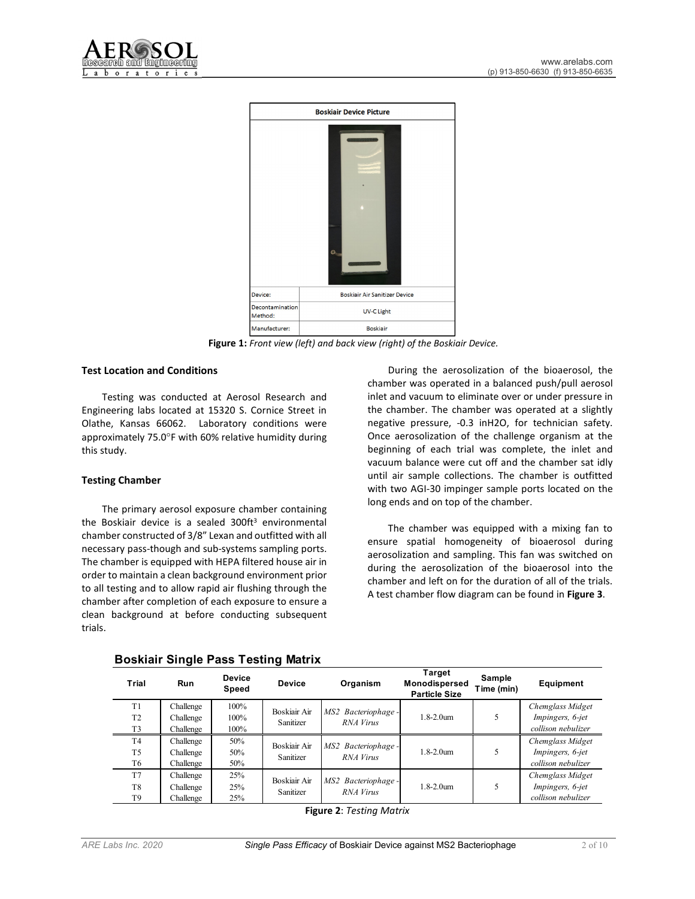| Boskiair Device Picture | |
|---|---|
| Device: | Boskiair Air Sanitizer Device |
| Decontamination Method: | UV-C Light |
| Manufacturer: | Boskiair |

**Figure 1:** *Front view (left) and back view (right) of the Boskiair Device.*

### Test Location and Conditions

Testing was conducted at Aerosol Research and Engineering labs located at 15320 S. Cornice Street in Olathe, Kansas 66062. Laboratory conditions were approximately 75.0°F with 60% relative humidity during this study.

### Testing Chamber

The primary aerosol exposure chamber containing the Boskiair device is a sealed 300ft³ environmental chamber constructed of 3/8" Lexan and outfitted with all necessary pass-though and sub-systems sampling ports. The chamber is equipped with HEPA filtered house air in order to maintain a clean background environment prior to all testing and to allow rapid air flushing through the chamber after completion of each exposure to ensure a clean background at before conducting subsequent trials.

During the aerosolization of the bioaerosol, the chamber was operated in a balanced push/pull aerosol inlet and vacuum to eliminate over or under pressure in the chamber. The chamber was operated at a slightly negative pressure, -0.3 inH2O, for technician safety. Once aerosolization of the challenge organism at the beginning of each trial was complete, the inlet and vacuum balance were cut off and the chamber sat idly until air sample collections. The chamber is outfitted with two AGI-30 impinger sample ports located on the long ends and on top of the chamber.

The chamber was equipped with a mixing fan to ensure spatial homogeneity of bioaerosol during aerosolization and sampling. This fan was switched on during the aerosolization of the bioaerosol into the chamber and left on for the duration of all of the trials. A test chamber flow diagram can be found in **Figure 3**.

### Boskiair Single Pass Testing Matrix

| Trial | Run | Device Speed | Device | Organism | Target Monodispersed Particle Size | Sample Time (min) | Equipment |
|---|---|---|---|---|---|---|---|
| T1<br>T2<br>T3 | Challenge<br>Challenge<br>Challenge | 100%<br>100%<br>100% | Boskiair Air Sanitizer | *MS2 Bacteriophage - RNA Virus* | 1.8-2.0um | 5 | *Chemglass Midget Impingers, 6-jet collison nebulizer* |
| T4<br>T5<br>T6 | Challenge<br>Challenge<br>Challenge | 50%<br>50%<br>50% | Boskiair Air Sanitizer | *MS2 Bacteriophage - RNA Virus* | 1.8-2.0um | 5 | *Chemglass Midget Impingers, 6-jet collison nebulizer* |
| T7<br>T8<br>T9 | Challenge<br>Challenge<br>Challenge | 25%<br>25%<br>25% | Boskiair Air Sanitizer | *MS2 Bacteriophage - RNA Virus* | 1.8-2.0um | 5 | *Chemglass Midget Impingers, 6-jet collison nebulizer* |

**Figure 2**: *Testing Matrix*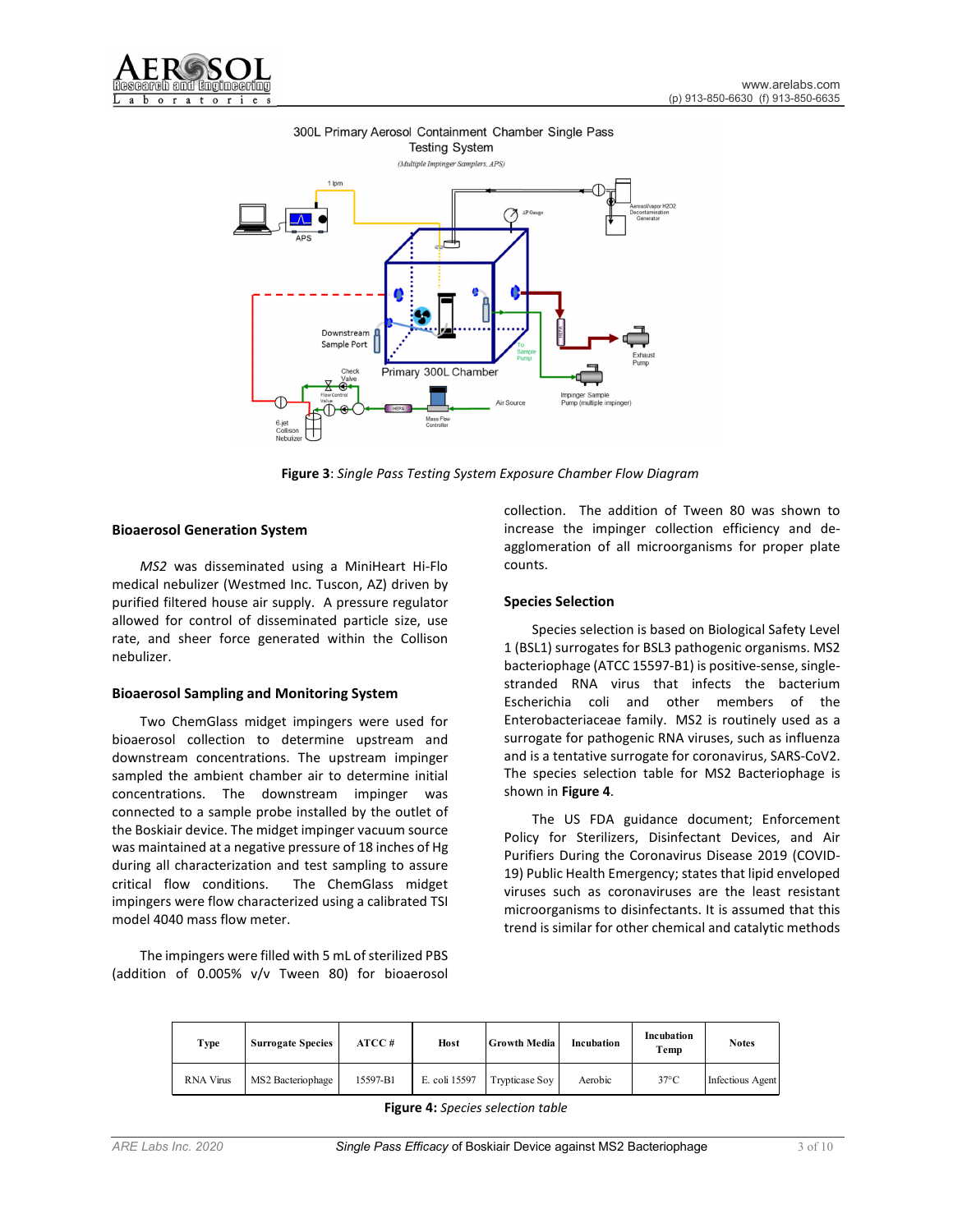300L Primary Aerosol Containment Chamber Single Pass Testing System

(Multiple Impinger Samplers, APS)

1 lpm

APS

ΔP Gauge

Aerosol/Vapor H2O2 Decontamination Generator

HEPA

Exhaust Pump

Downstream Sample Port

To Sample Pump

Primary 300L Chamber

Check Valve

Flow Control Valve

HEPA

Mass Flow Controller

Air Source

Impinger Sample Pump (multiple impinger)

6 jet Collison Nebulizer

**Figure 3**: *Single Pass Testing System Exposure Chamber Flow Diagram*

### Bioaerosol Generation System

*MS2* was disseminated using a MiniHeart Hi-Flo medical nebulizer (Westmed Inc. Tuscon, AZ) driven by purified filtered house air supply. A pressure regulator allowed for control of disseminated particle size, use rate, and sheer force generated within the Collison nebulizer.

### Bioaerosol Sampling and Monitoring System

Two ChemGlass midget impingers were used for bioaerosol collection to determine upstream and downstream concentrations. The upstream impinger sampled the ambient chamber air to determine initial concentrations. The downstream impinger was connected to a sample probe installed by the outlet of the Boskiair device. The midget impinger vacuum source was maintained at a negative pressure of 18 inches of Hg during all characterization and test sampling to assure critical flow conditions. The ChemGlass midget impingers were flow characterized using a calibrated TSI model 4040 mass flow meter.

The impingers were filled with 5 mL of sterilized PBS (addition of 0.005% v/v Tween 80) for bioaerosol collection. The addition of Tween 80 was shown to increase the impinger collection efficiency and de-agglomeration of all microorganisms for proper plate counts.

### Species Selection

Species selection is based on Biological Safety Level 1 (BSL1) surrogates for BSL3 pathogenic organisms. MS2 bacteriophage (ATCC 15597-B1) is positive-sense, single-stranded RNA virus that infects the bacterium Escherichia coli and other members of the Enterobacteriaceae family. MS2 is routinely used as a surrogate for pathogenic RNA viruses, such as influenza and is a tentative surrogate for coronavirus, SARS-CoV2. The species selection table for MS2 Bacteriophage is shown in **Figure 4**.

The US FDA guidance document; Enforcement Policy for Sterilizers, Disinfectant Devices, and Air Purifiers During the Coronavirus Disease 2019 (COVID-19) Public Health Emergency; states that lipid enveloped viruses such as coronaviruses are the least resistant microorganisms to disinfectants. It is assumed that this trend is similar for other chemical and catalytic methods

| Type | Surrogate Species | ATCC # | Host | Growth Media | Incubation | Incubation Temp | Notes |
|---|---|---|---|---|---|---|---|
| RNA Virus | MS2 Bacteriophage | 15597-B1 | E. coli 15597 | Trypticase Soy | Aerobic | 37°C | Infectious Agent |

**Figure 4:** *Species selection table*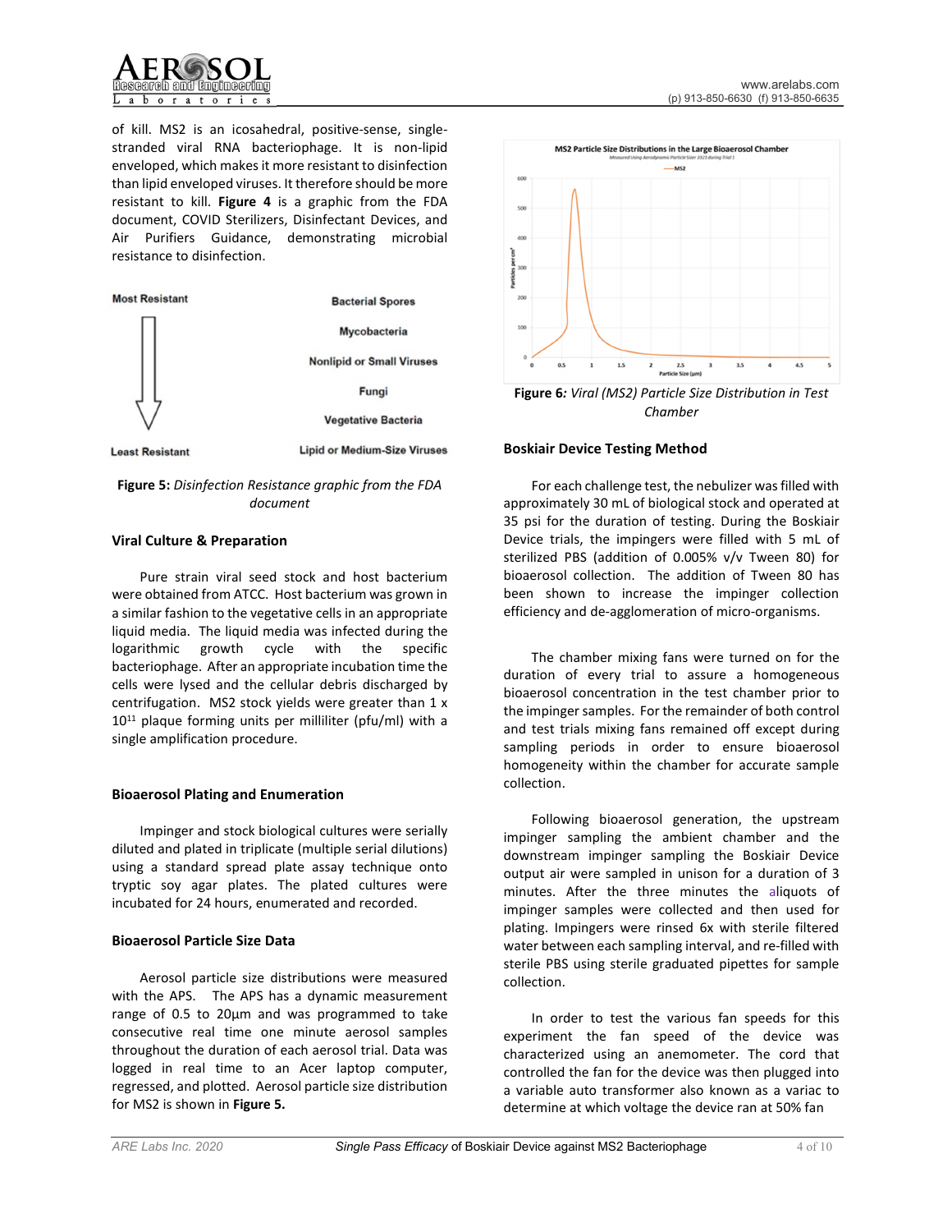of kill. MS2 is an icosahedral, positive-sense, single-stranded viral RNA bacteriophage. It is non-lipid enveloped, which makes it more resistant to disinfection than lipid enveloped viruses. It therefore should be more resistant to kill. **Figure 4** is a graphic from the FDA document, COVID Sterilizers, Disinfectant Devices, and Air Purifiers Guidance, demonstrating microbial resistance to disinfection.

Most Resistant

Least Resistant

Bacterial Spores

Mycobacteria

Nonlipid or Small Viruses

Fungi

Vegetative Bacteria

Lipid or Medium-Size Viruses

**Figure 5:** *Disinfection Resistance graphic from the FDA document*

### Viral Culture & Preparation

Pure strain viral seed stock and host bacterium were obtained from ATCC. Host bacterium was grown in a similar fashion to the vegetative cells in an appropriate liquid media. The liquid media was infected during the logarithmic growth cycle with the specific bacteriophage. After an appropriate incubation time the cells were lysed and the cellular debris discharged by centrifugation. MS2 stock yields were greater than 1 x $10^{11}$ plaque forming units per milliliter (pfu/ml) with a single amplification procedure.

### Bioaerosol Plating and Enumeration

Impinger and stock biological cultures were serially diluted and plated in triplicate (multiple serial dilutions) using a standard spread plate assay technique onto tryptic soy agar plates. The plated cultures were incubated for 24 hours, enumerated and recorded.

### Bioaerosol Particle Size Data

Aerosol particle size distributions were measured with the APS. The APS has a dynamic measurement range of 0.5 to 20µm and was programmed to take consecutive real time one minute aerosol samples throughout the duration of each aerosol trial. Data was logged in real time to an Acer laptop computer, regressed, and plotted. Aerosol particle size distribution for MS2 is shown in **Figure 5.**

MS2 Particle Size Distributions in the Large Bioaerosol Chamber

Measured Using Aerodynamic Particle Sizer 3321 during Trial 1

MS2

Particles per cm³

0
100
200
300
400
500
600

0
0.5
1
1.5
2
2.5
3
3.5
4
4.5
5

Particle Size (µm)

**Figure 6***: Viral (MS2) Particle Size Distribution in Test Chamber*

### Boskiair Device Testing Method

For each challenge test, the nebulizer was filled with approximately 30 mL of biological stock and operated at 35 psi for the duration of testing. During the Boskiair Device trials, the impingers were filled with 5 mL of sterilized PBS (addition of 0.005% v/v Tween 80) for bioaerosol collection. The addition of Tween 80 has been shown to increase the impinger collection efficiency and de-agglomeration of micro-organisms.

The chamber mixing fans were turned on for the duration of every trial to assure a homogeneous bioaerosol concentration in the test chamber prior to the impinger samples. For the remainder of both control and test trials mixing fans remained off except during sampling periods in order to ensure bioaerosol homogeneity within the chamber for accurate sample collection.

Following bioaerosol generation, the upstream impinger sampling the ambient chamber and the downstream impinger sampling the Boskiair Device output air were sampled in unison for a duration of 3 minutes. After the three minutes the aliquots of impinger samples were collected and then used for plating. Impingers were rinsed 6x with sterile filtered water between each sampling interval, and re-filled with sterile PBS using sterile graduated pipettes for sample collection.

In order to test the various fan speeds for this experiment the fan speed of the device was characterized using an anemometer. The cord that controlled the fan for the device was then plugged into a variable auto transformer also known as a variac to determine at which voltage the device ran at 50% fan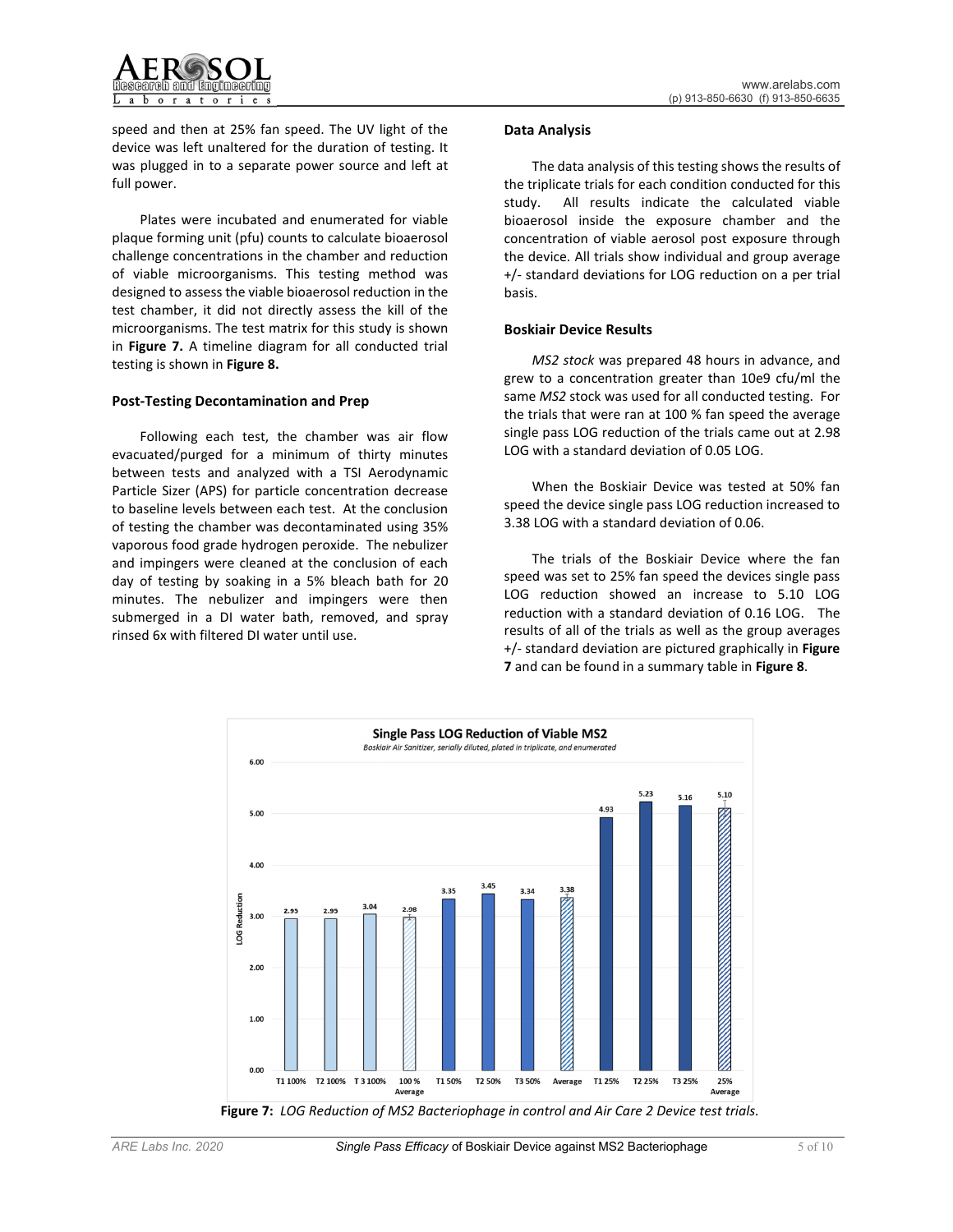speed and then at 25% fan speed. The UV light of the device was left unaltered for the duration of testing. It was plugged in to a separate power source and left at full power.

Plates were incubated and enumerated for viable plaque forming unit (pfu) counts to calculate bioaerosol challenge concentrations in the chamber and reduction of viable microorganisms. This testing method was designed to assess the viable bioaerosol reduction in the test chamber, it did not directly assess the kill of the microorganisms. The test matrix for this study is shown in **Figure 7.** A timeline diagram for all conducted trial testing is shown in **Figure 8.**

### Post-Testing Decontamination and Prep

Following each test, the chamber was air flow evacuated/purged for a minimum of thirty minutes between tests and analyzed with a TSI Aerodynamic Particle Sizer (APS) for particle concentration decrease to baseline levels between each test. At the conclusion of testing the chamber was decontaminated using 35% vaporous food grade hydrogen peroxide. The nebulizer and impingers were cleaned at the conclusion of each day of testing by soaking in a 5% bleach bath for 20 minutes. The nebulizer and impingers were then submerged in a DI water bath, removed, and spray rinsed 6x with filtered DI water until use.

### Data Analysis

The data analysis of this testing shows the results of the triplicate trials for each condition conducted for this study. All results indicate the calculated viable bioaerosol inside the exposure chamber and the concentration of viable aerosol post exposure through the device. All trials show individual and group average +/- standard deviations for LOG reduction on a per trial basis.

### Boskiair Device Results

*MS2 stock* was prepared 48 hours in advance, and grew to a concentration greater than 10e9 cfu/ml the same *MS2* stock was used for all conducted testing. For the trials that were ran at 100 % fan speed the average single pass LOG reduction of the trials came out at 2.98 LOG with a standard deviation of 0.05 LOG.

When the Boskiair Device was tested at 50% fan speed the device single pass LOG reduction increased to 3.38 LOG with a standard deviation of 0.06.

The trials of the Boskiair Device where the fan speed was set to 25% fan speed the devices single pass LOG reduction showed an increase to 5.10 LOG reduction with a standard deviation of 0.16 LOG. The results of all of the trials as well as the group averages +/- standard deviation are pictured graphically in **Figure 7** and can be found in a summary table in **Figure 8**.

Single Pass LOG Reduction of Viable MS2

*Boskiair Air Sanitizer, serially diluted, plated in triplicate, and enumerated*

LOG Reduction

6.00
5.00
4.00
3.00
2.00
1.00
0.00

2.95 2.95 3.04 2.98 3.35 3.45 3.34 3.38 4.93 5.23 5.16 5.10

T1 100% T2 100% T 3 100% 100 % Average T1 50% T2 50% T3 50% Average T1 25% T2 25% T3 25% 25% Average

**Figure 7:** *LOG Reduction of MS2 Bacteriophage in control and Air Care 2 Device test trials.*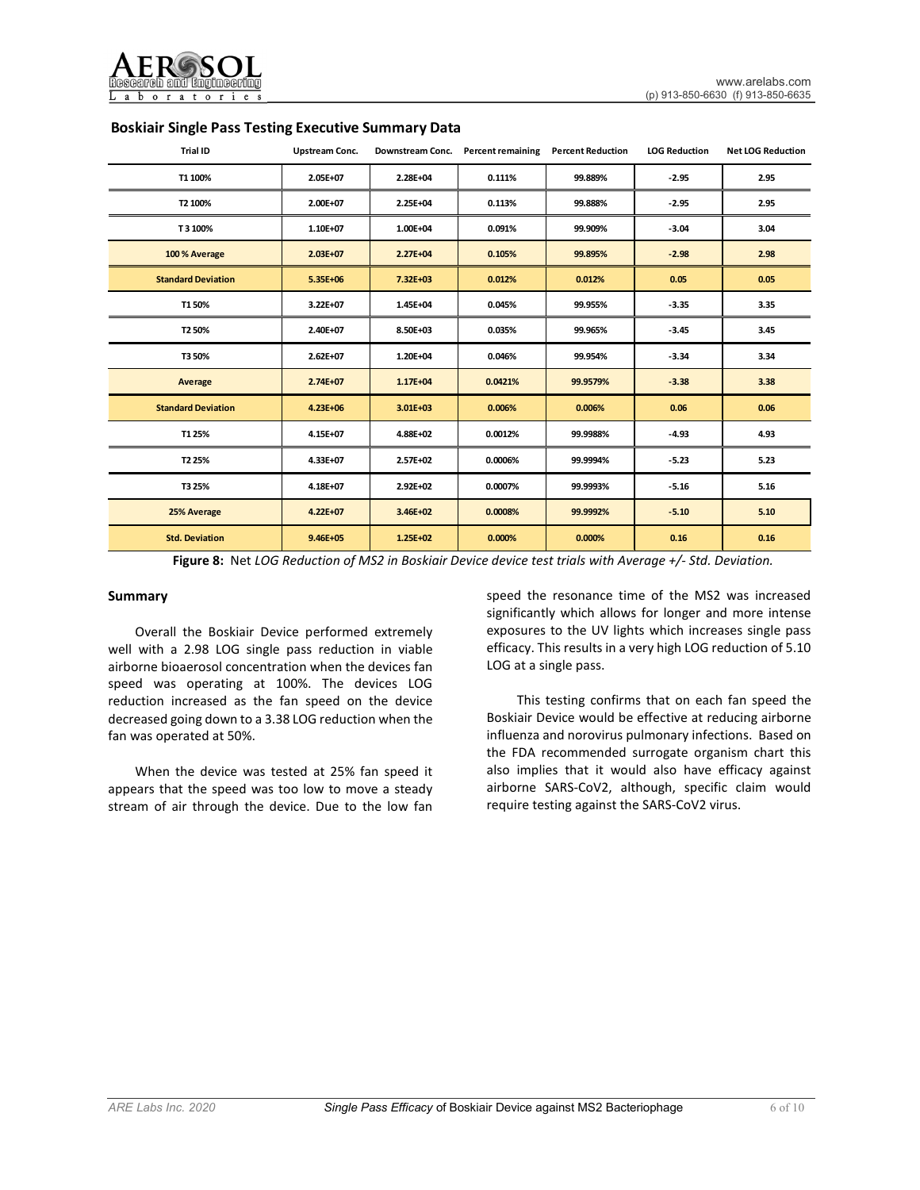## Boskiair Single Pass Testing Executive Summary Data

| Trial ID | Upstream Conc. | Downstream Conc. | Percent remaining | Percent Reduction | LOG Reduction | Net LOG Reduction |
|---|---|---|---|---|---|---|
| T1 100% | 2.05E+07 | 2.28E+04 | 0.111% | 99.889% | -2.95 | 2.95 |
| T2 100% | 2.00E+07 | 2.25E+04 | 0.113% | 99.888% | -2.95 | 2.95 |
| T3 100% | 1.10E+07 | 1.00E+04 | 0.091% | 99.909% | -3.04 | 3.04 |
| 100% Average | 2.03E+07 | 2.27E+04 | 0.105% | 99.895% | -2.98 | 2.98 |
| Standard Deviation | 5.35E+06 | 7.32E+03 | 0.012% | 0.012% | 0.05 | 0.05 |
| T1 50% | 3.22E+07 | 1.45E+04 | 0.045% | 99.955% | -3.35 | 3.35 |
| T2 50% | 2.40E+07 | 8.50E+03 | 0.035% | 99.965% | -3.45 | 3.45 |
| T3 50% | 2.62E+07 | 1.20E+04 | 0.046% | 99.954% | -3.34 | 3.34 |
| Average | 2.74E+07 | 1.17E+04 | 0.0421% | 99.9579% | -3.38 | 3.38 |
| Standard Deviation | 4.23E+06 | 3.01E+03 | 0.006% | 0.006% | 0.06 | 0.06 |
| T1 25% | 4.15E+07 | 4.88E+02 | 0.0012% | 99.9988% | -4.93 | 4.93 |
| T2 25% | 4.33E+07 | 2.57E+02 | 0.0006% | 99.9994% | -5.23 | 5.23 |
| T3 25% | 4.18E+07 | 2.92E+02 | 0.0007% | 99.9993% | -5.16 | 5.16 |
| 25% Average | 4.22E+07 | 3.46E+02 | 0.0008% | 99.9992% | -5.10 | 5.10 |
| Std. Deviation | 9.46E+05 | 1.25E+02 | 0.000% | 0.000% | 0.16 | 0.16 |

**Figure 8:** Net *LOG Reduction of MS2 in Boskiair Device device test trials with Average +/- Std. Deviation.*

### Summary

Overall the Boskiair Device performed extremely well with a 2.98 LOG single pass reduction in viable airborne bioaerosol concentration when the devices fan speed was operating at 100%. The devices LOG reduction increased as the fan speed on the device decreased going down to a 3.38 LOG reduction when the fan was operated at 50%.

When the device was tested at 25% fan speed it appears that the speed was too low to move a steady stream of air through the device. Due to the low fan speed the resonance time of the MS2 was increased significantly which allows for longer and more intense exposures to the UV lights which increases single pass efficacy. This results in a very high LOG reduction of 5.10 LOG at a single pass.

This testing confirms that on each fan speed the Boskiair Device would be effective at reducing airborne influenza and norovirus pulmonary infections. Based on the FDA recommended surrogate organism chart this also implies that it would also have efficacy against airborne SARS-CoV2, although, specific claim would require testing against the SARS-CoV2 virus.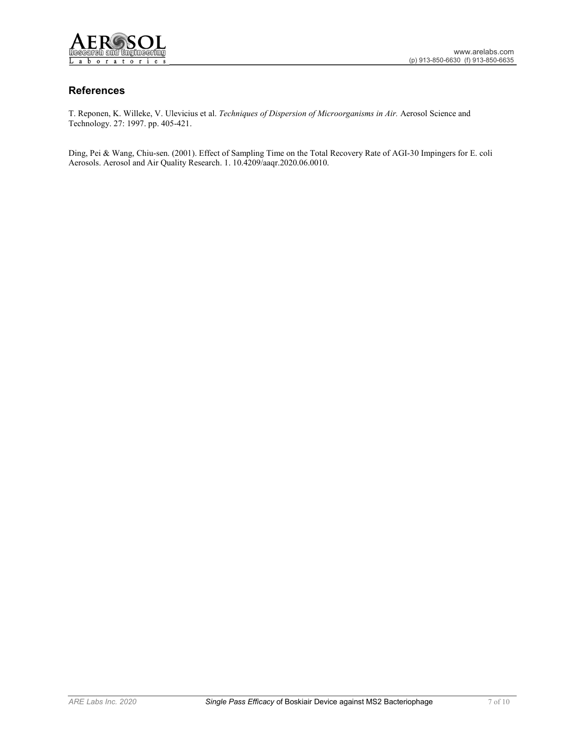## References

T. Reponen, K. Willeke, V. Ulevicius et al. *Techniques of Dispersion of Microorganisms in Air.* Aerosol Science and Technology. 27: 1997. pp. 405-421.

Ding, Pei & Wang, Chiu-sen. (2001). Effect of Sampling Time on the Total Recovery Rate of AGI-30 Impingers for E. coli Aerosols. Aerosol and Air Quality Research. 1. 10.4209/aaqr.2020.06.0010.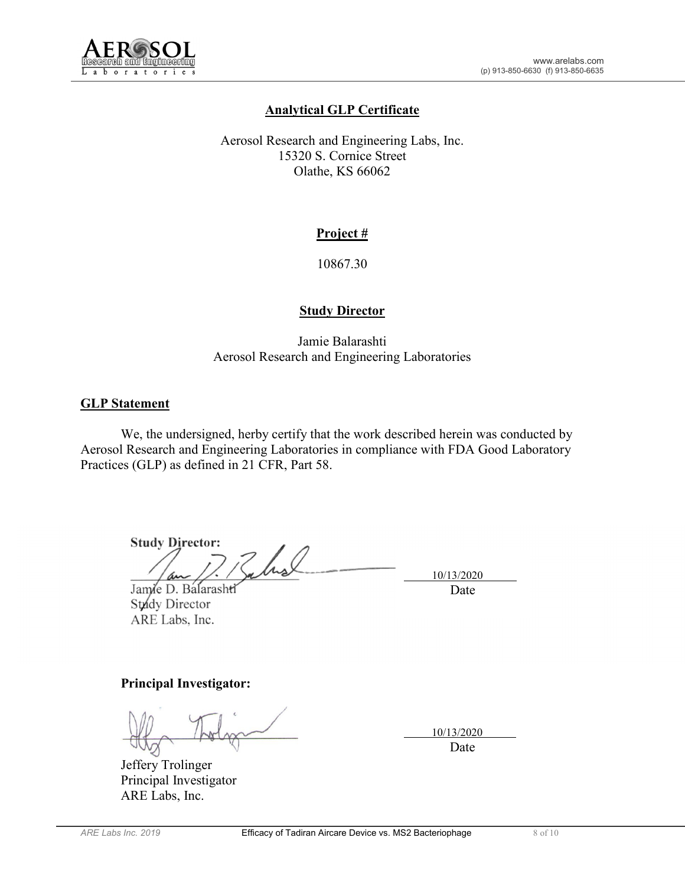## Analytical GLP Certificate

Aerosol Research and Engineering Labs, Inc.
15320 S. Cornice Street
Olathe, KS 66062

### Project #

10867.30

### Study Director

Jamie Balarashti
Aerosol Research and Engineering Laboratories

### GLP Statement

We, the undersigned, herby certify that the work described herein was conducted by Aerosol Research and Engineering Laboratories in compliance with FDA Good Laboratory Practices (GLP) as defined in 21 CFR, Part 58.

**Study Director:**

Jamie D. Balarashti
Study Director
ARE Labs, Inc.

10/13/2020
Date

**Principal Investigator:**

Jeffery Trolinger
Principal Investigator
ARE Labs, Inc.

10/13/2020
Date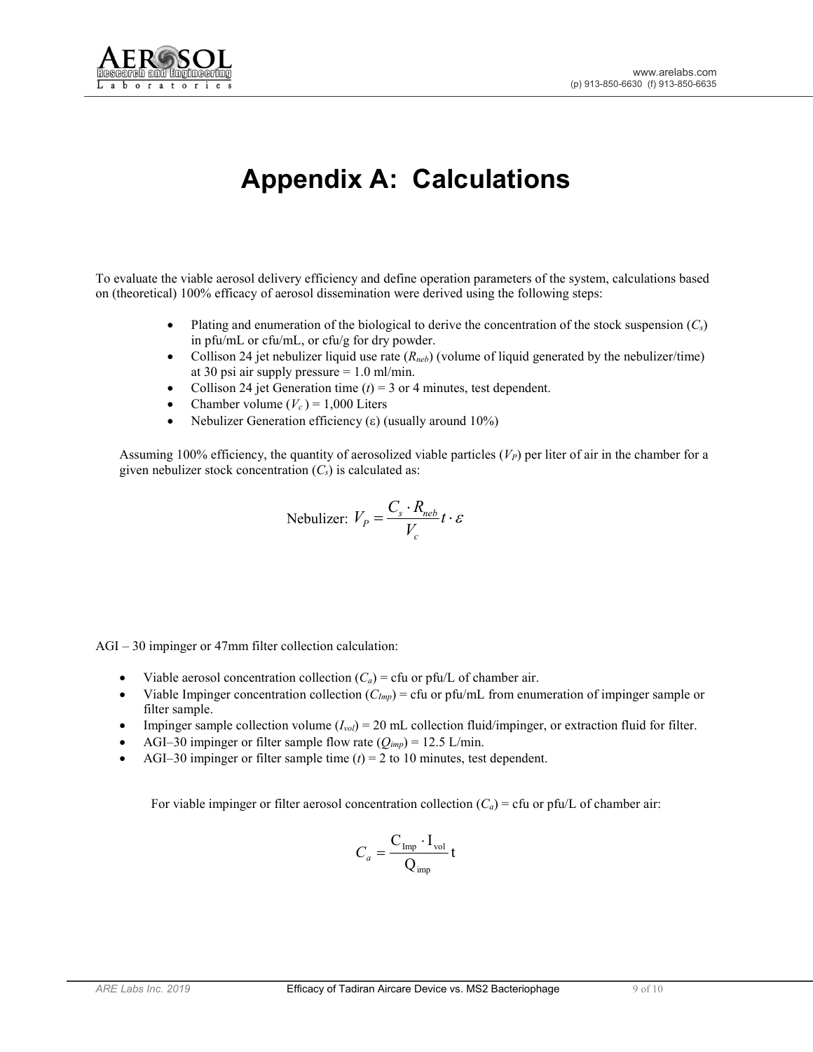# Appendix A: Calculations

To evaluate the viable aerosol delivery efficiency and define operation parameters of the system, calculations based on (theoretical) 100% efficacy of aerosol dissemination were derived using the following steps:

- Plating and enumeration of the biological to derive the concentration of the stock suspension ($C_s$) in pfu/mL or cfu/mL, or cfu/g for dry powder.
- Collison 24 jet nebulizer liquid use rate ($R_{neb}$) (volume of liquid generated by the nebulizer/time) at 30 psi air supply pressure = 1.0 ml/min.
- Collison 24 jet Generation time ($t$) = 3 or 4 minutes, test dependent.
- Chamber volume ($V_c$) = 1,000 Liters
- Nebulizer Generation efficiency ($\varepsilon$) (usually around 10%)

Assuming 100% efficiency, the quantity of aerosolized viable particles ($V_P$) per liter of air in the chamber for a given nebulizer stock concentration ($C_s$) is calculated as:

$$\text{Nebulizer: } V_P = \frac{C_s \cdot R_{neb}}{V_c} t \cdot \varepsilon$$

AGI – 30 impinger or 47mm filter collection calculation:

- Viable aerosol concentration collection ($C_a$) = cfu or pfu/L of chamber air.
- Viable Impinger concentration collection ($C_{Imp}$) = cfu or pfu/mL from enumeration of impinger sample or filter sample.
- Impinger sample collection volume ($I_{vol}$) = 20 mL collection fluid/impinger, or extraction fluid for filter.
- AGI–30 impinger or filter sample flow rate ($Q_{imp}$) = 12.5 L/min.
- AGI–30 impinger or filter sample time ($t$) = 2 to 10 minutes, test dependent.

For viable impinger or filter aerosol concentration collection ($C_a$) = cfu or pfu/L of chamber air:

$$C_a = \frac{C_{Imp} \cdot I_{vol}}{Q_{imp}} t$$